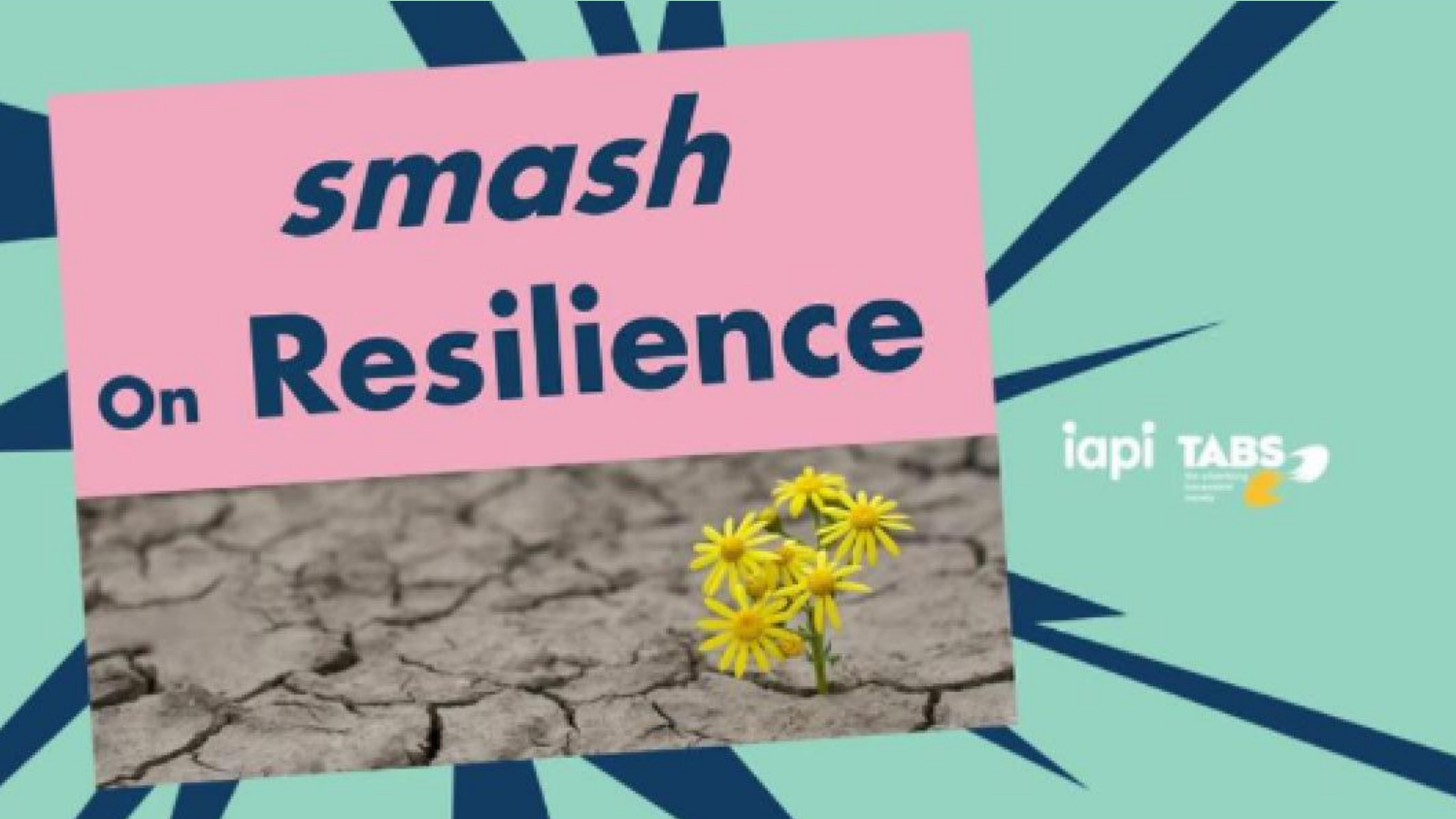# smash On Resilience

iapi TABS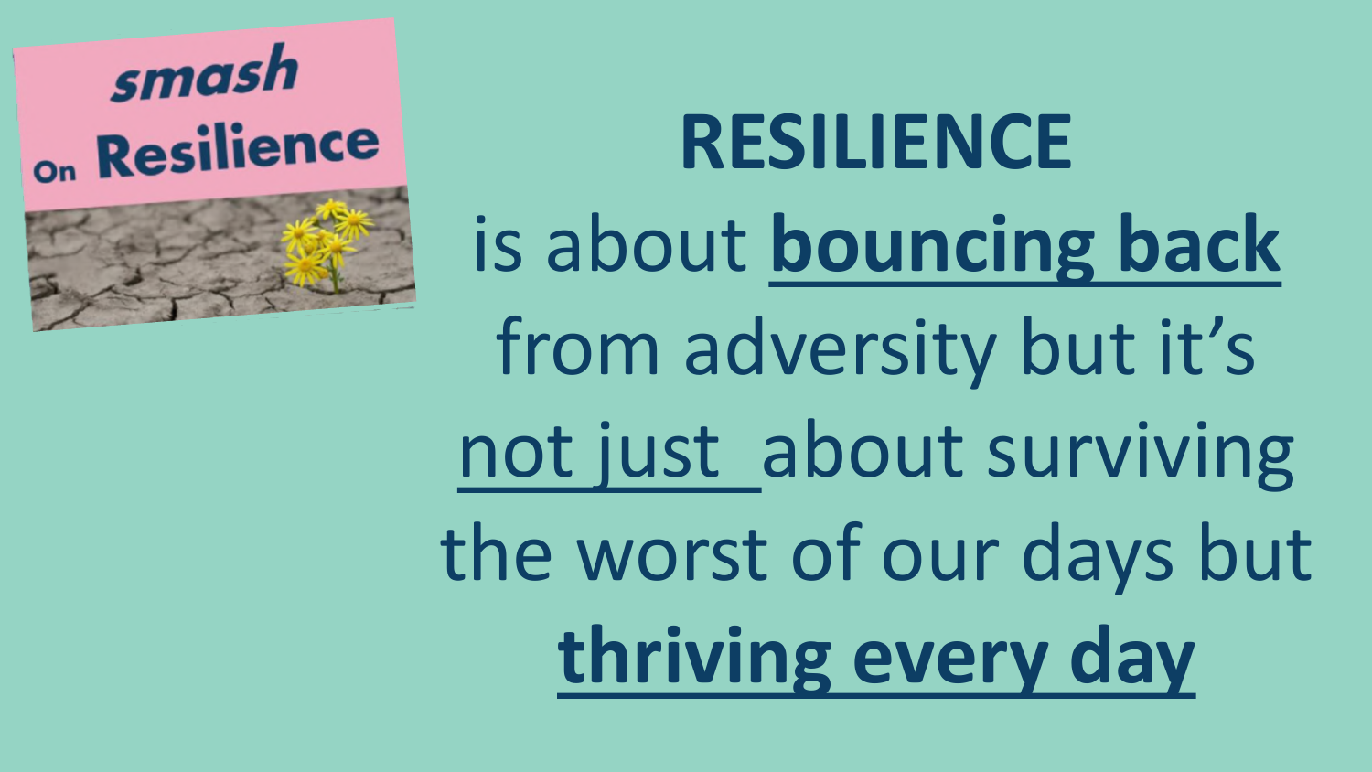smash On Resilience

# RESILIENCE

is about **bouncing back** from adversity but it's not just about surviving the worst of our days but **thriving every day**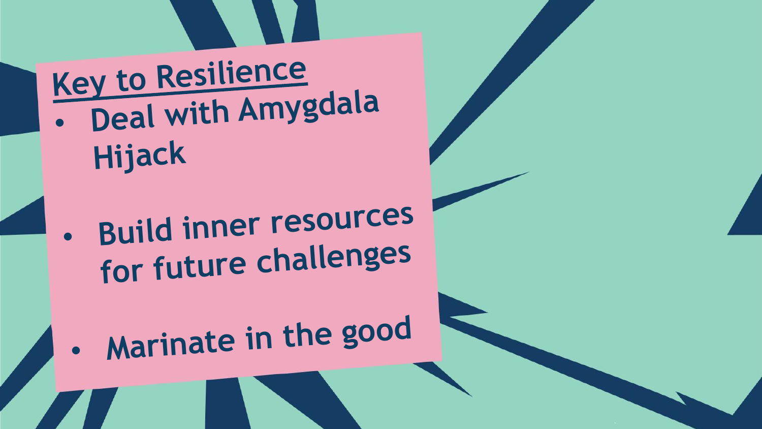## Key to Resilience

- Deal with Amygdala Hijack
- Build inner resources for future challenges
- Marinate in the good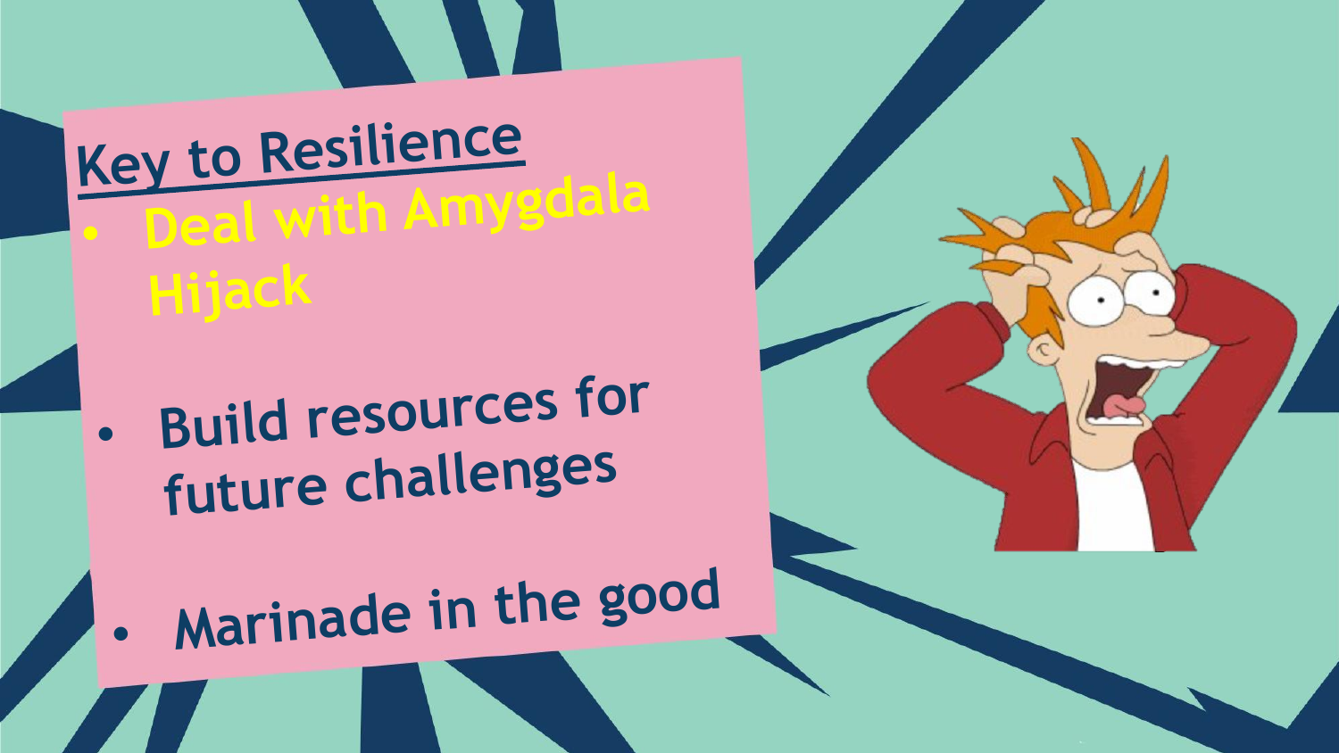## Key to Resilience

- **Deal with Amygdala Hijack**
- **Build resources for future challenges**
- **Marinade in the good**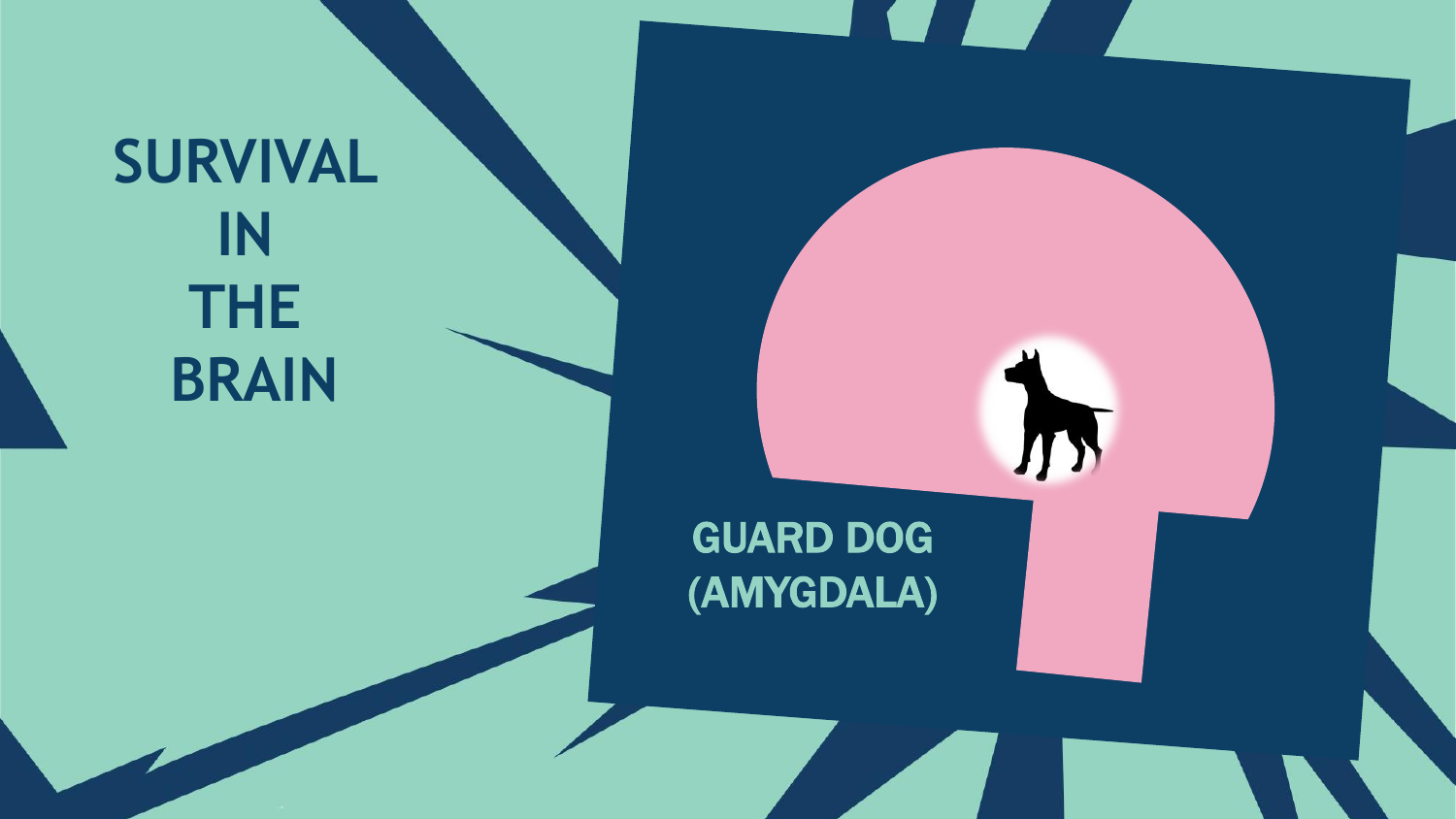# SURVIVAL IN THE BRAIN

GUARD DOG (AMYGDALA)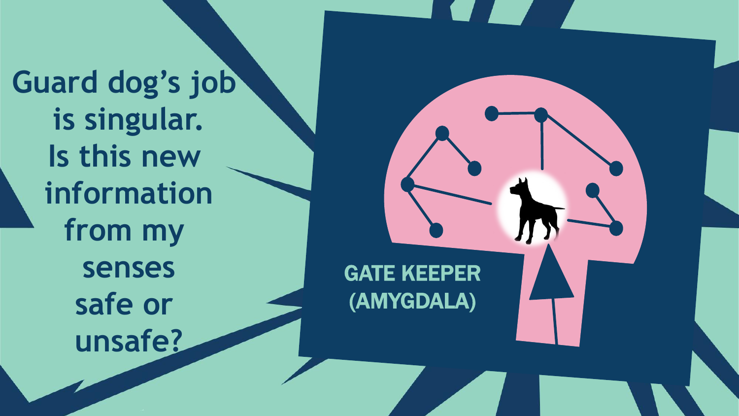Guard dog's job is singular. Is this new information from my senses safe or unsafe?

GATE KEEPER (AMYGDALA)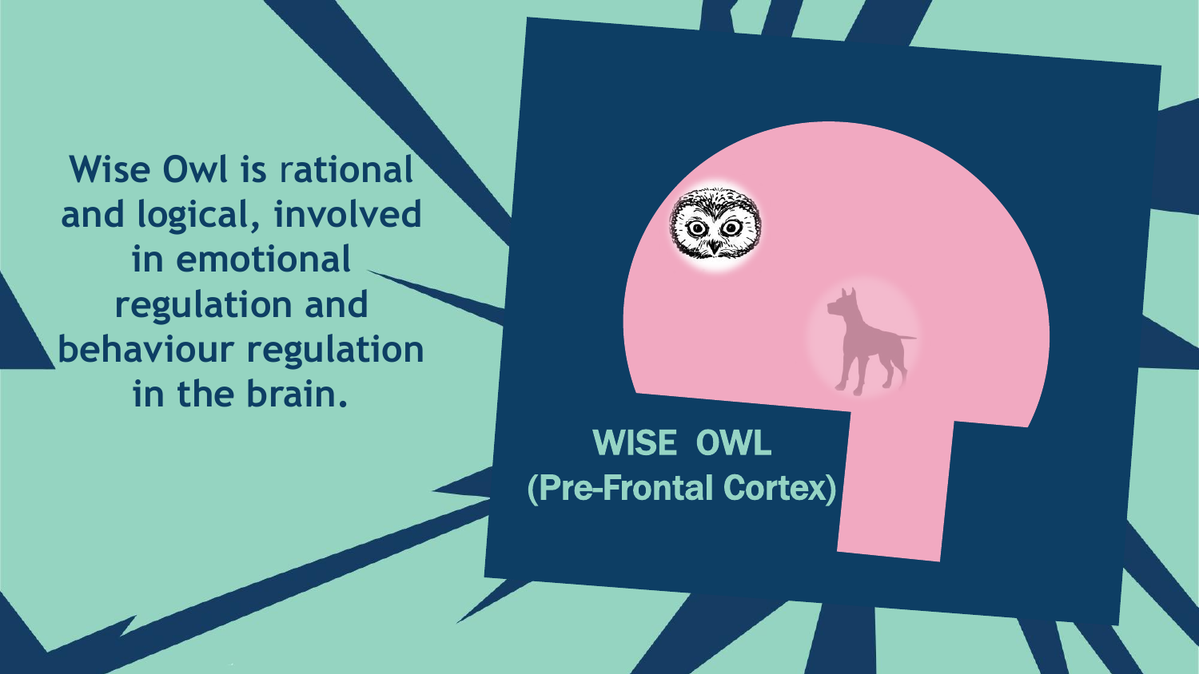**Wise Owl is rational and logical, involved in emotional regulation and behaviour regulation in the brain.**

**WISE OWL**
**(Pre-Frontal Cortex)**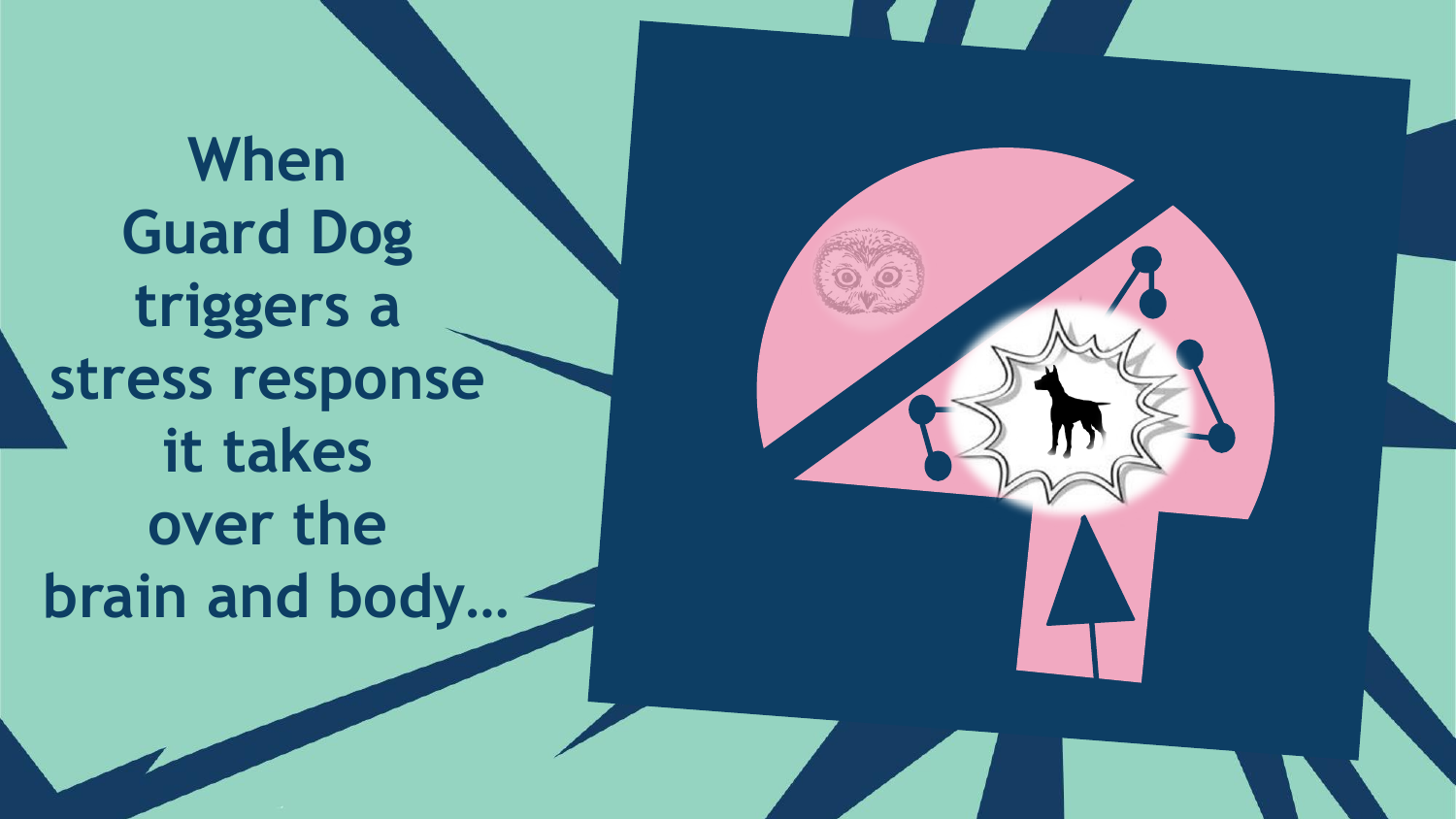When Guard Dog triggers a stress response it takes over the brain and body…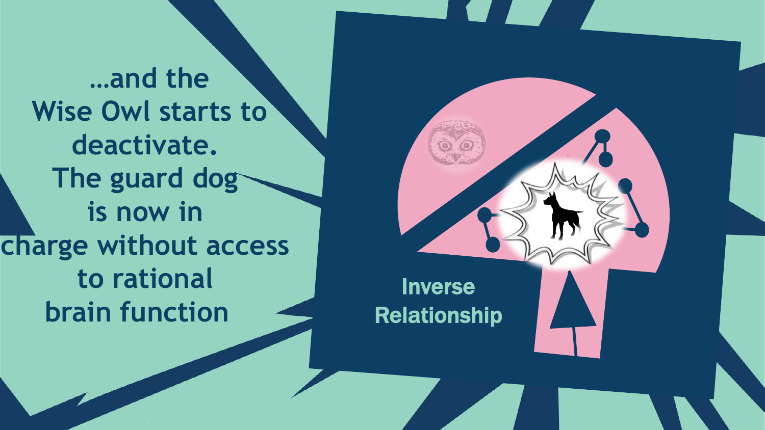…and the Wise Owl starts to deactivate. The guard dog is now in charge without access to rational brain function

Inverse Relationship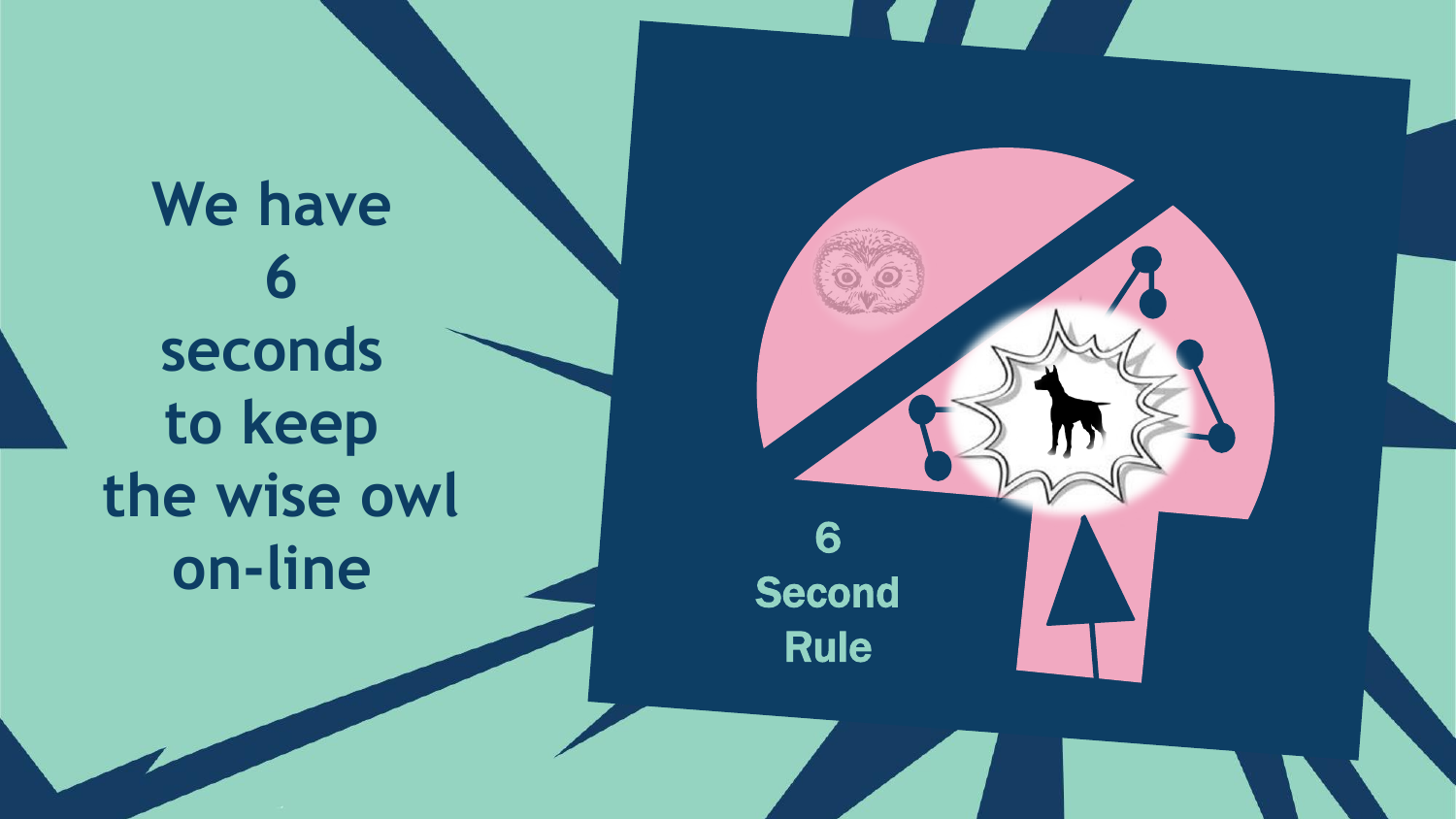We have 6 seconds to keep the wise owl on-line

6 Second Rule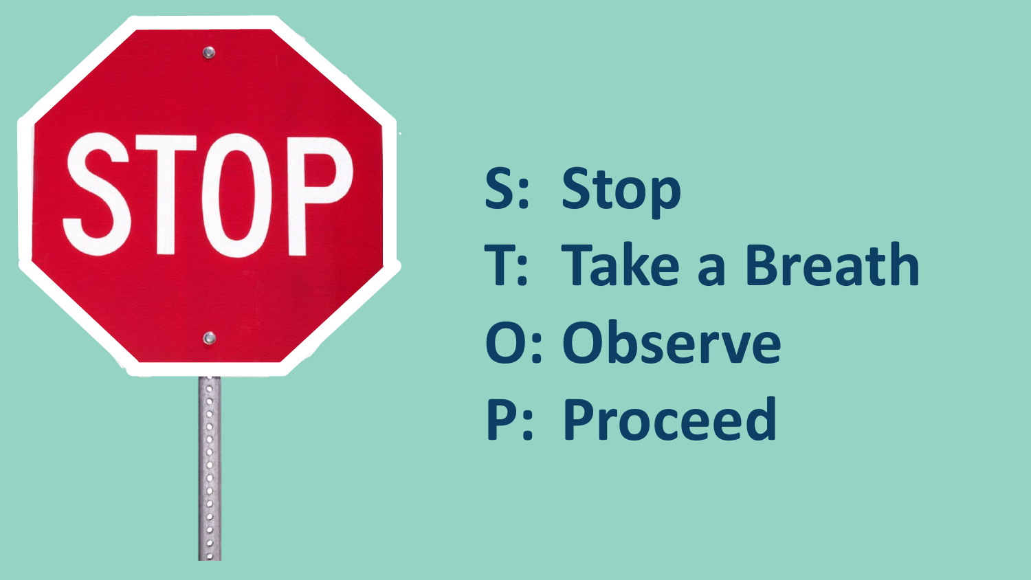STOP

**S:** Stop

**T:** Take a Breath

**O:** Observe

**P:** Proceed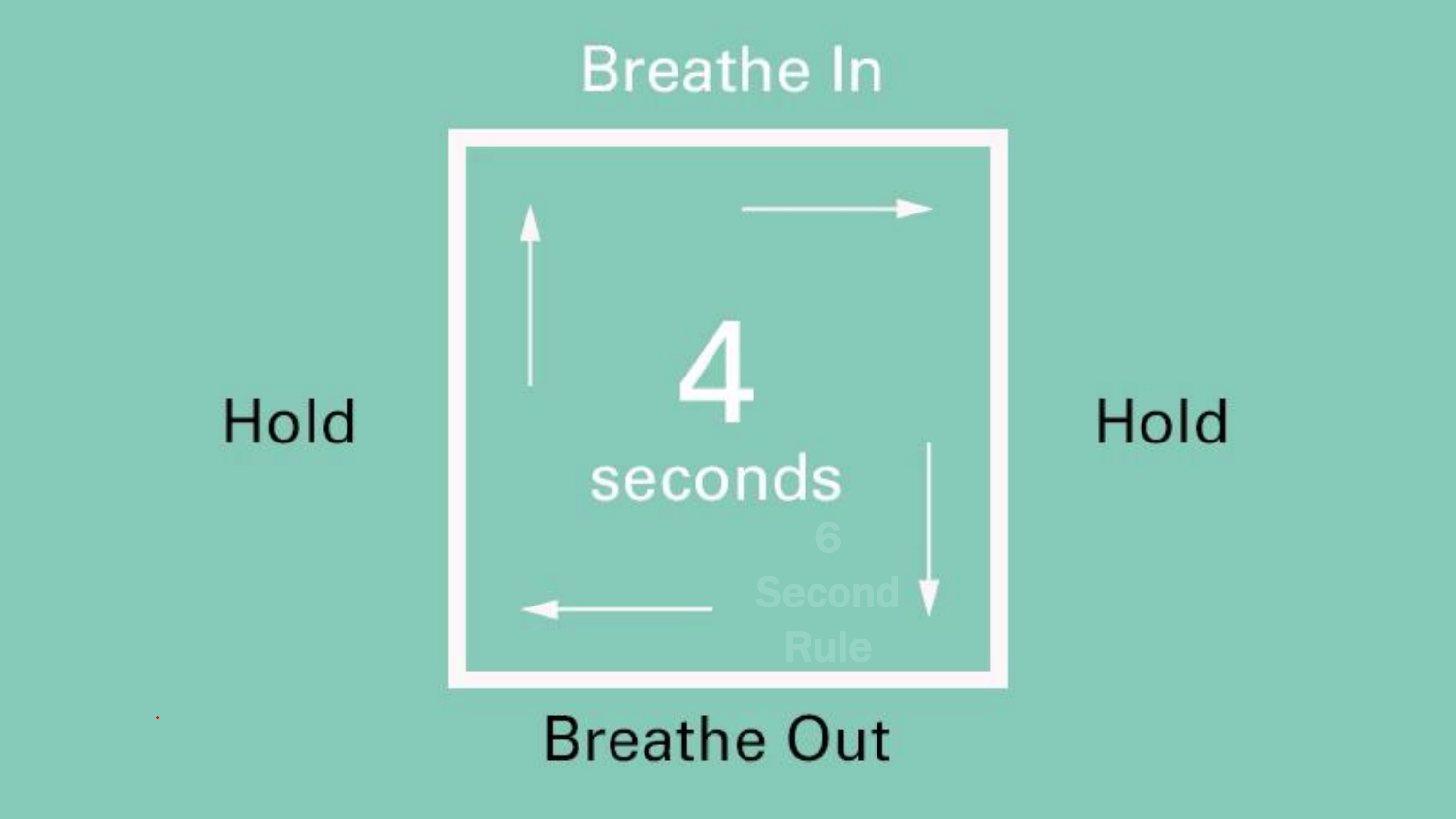Breathe In

Hold

4

seconds

6 Second Rule

Hold

Breathe Out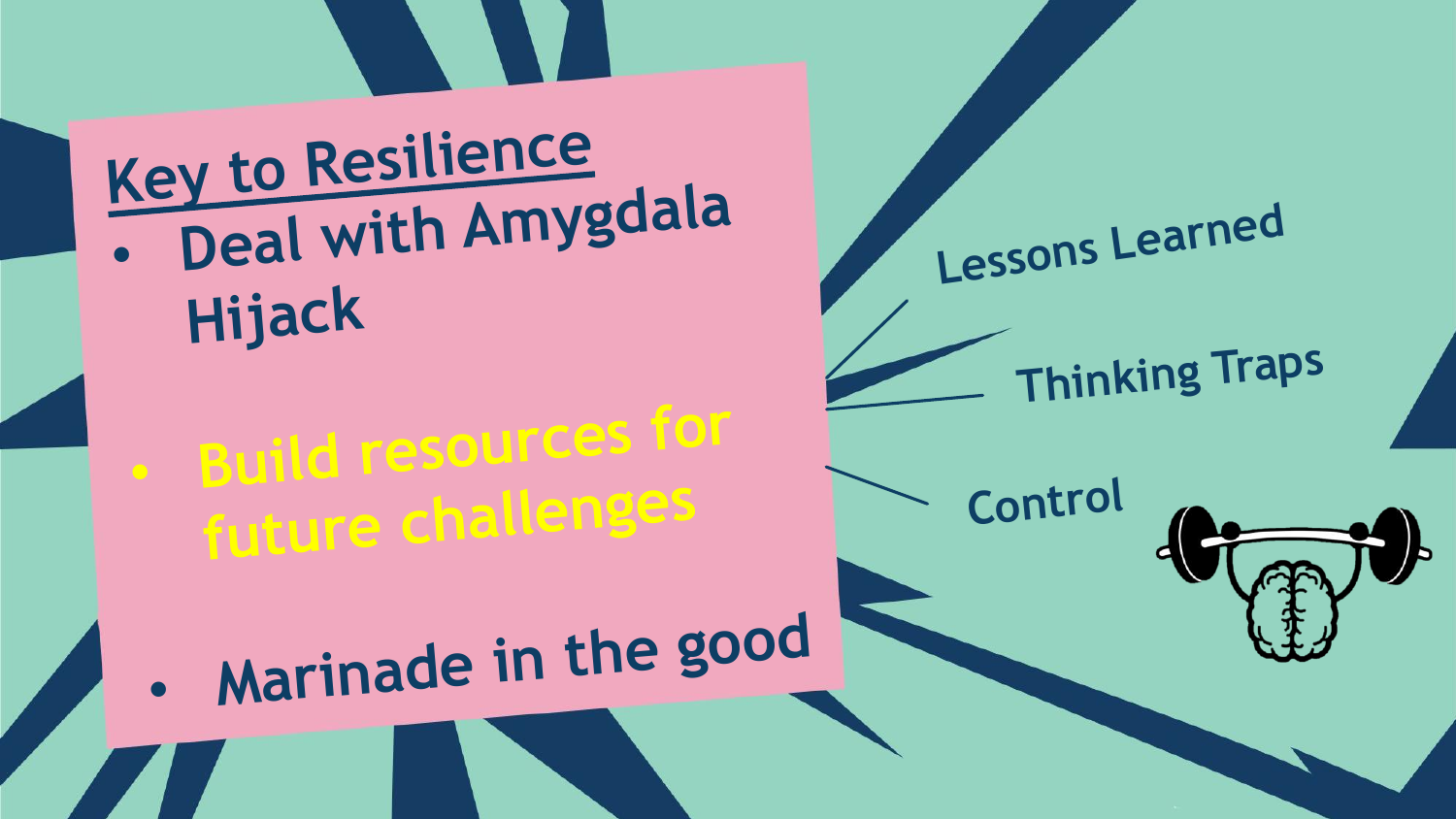## Key to Resilience

- Deal with Amygdala Hijack
- Build resources for future challenges
- Marinade in the good

Lessons Learned

Thinking Traps

Control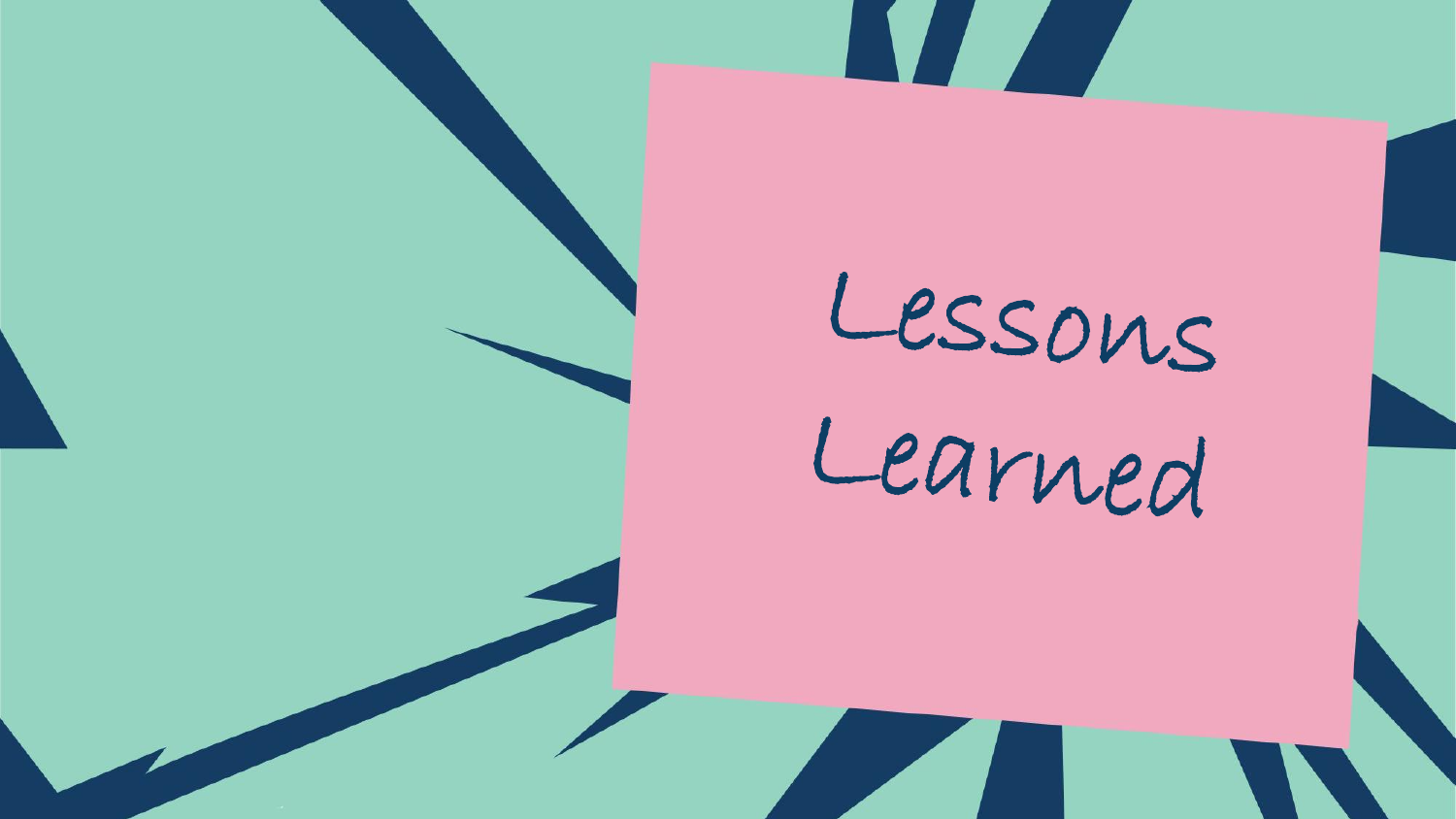# Lessons Learned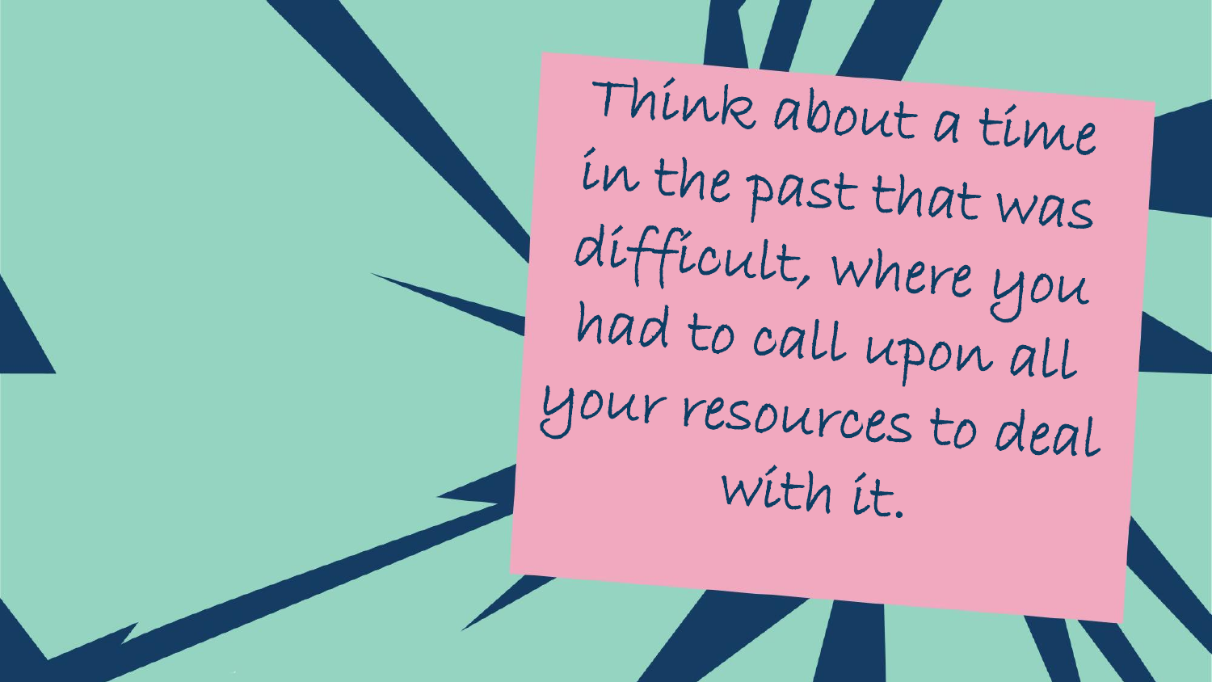Think about a time in the past that was difficult, where you had to call upon all your resources to deal with it.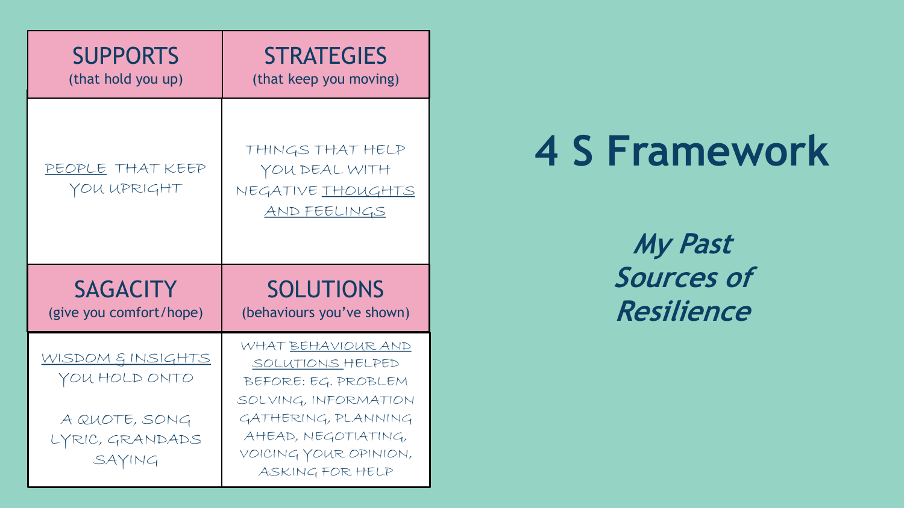# 4 S Framework

***My Past Sources of Resilience***

| SUPPORTS (that hold you up) | STRATEGIES (that keep you moving) |
| --- | --- |
| PEOPLE THAT KEEP YOU UPRIGHT | THINGS THAT HELP YOU DEAL WITH NEGATIVE THOUGHTS AND FEELINGS |
| **SAGACITY** (give you comfort/hope) | **SOLUTIONS** (behaviours you've shown) |
| WISDOM & INSIGHTS YOU HOLD ONTO<br><br>A QUOTE, SONG LYRIC, GRANDADS SAYING | WHAT BEHAVIOUR AND SOLUTIONS HELPED BEFORE: EG. PROBLEM SOLVING, INFORMATION GATHERING, PLANNING AHEAD, NEGOTIATING, VOICING YOUR OPINION, ASKING FOR HELP |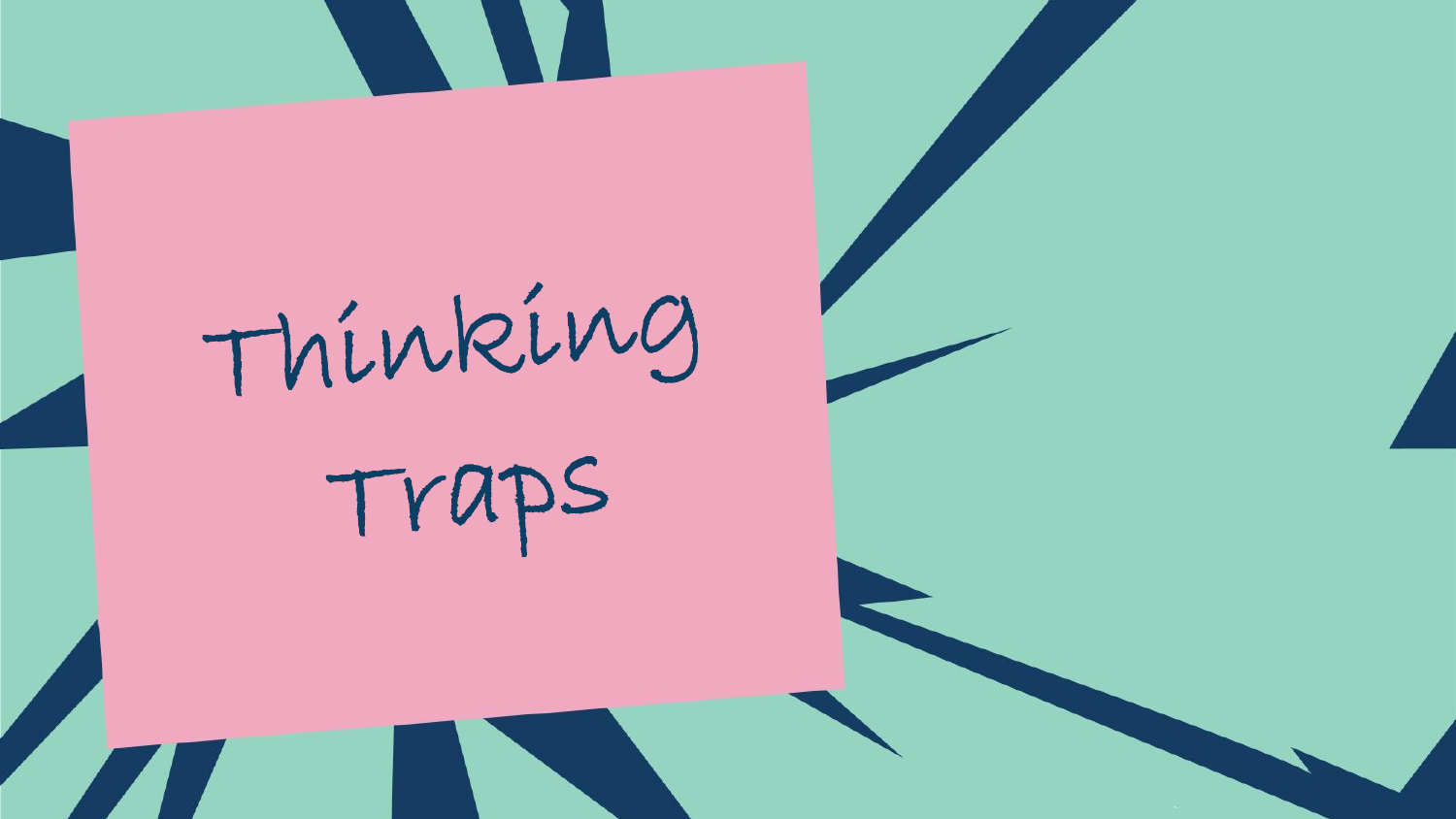# Thinking Traps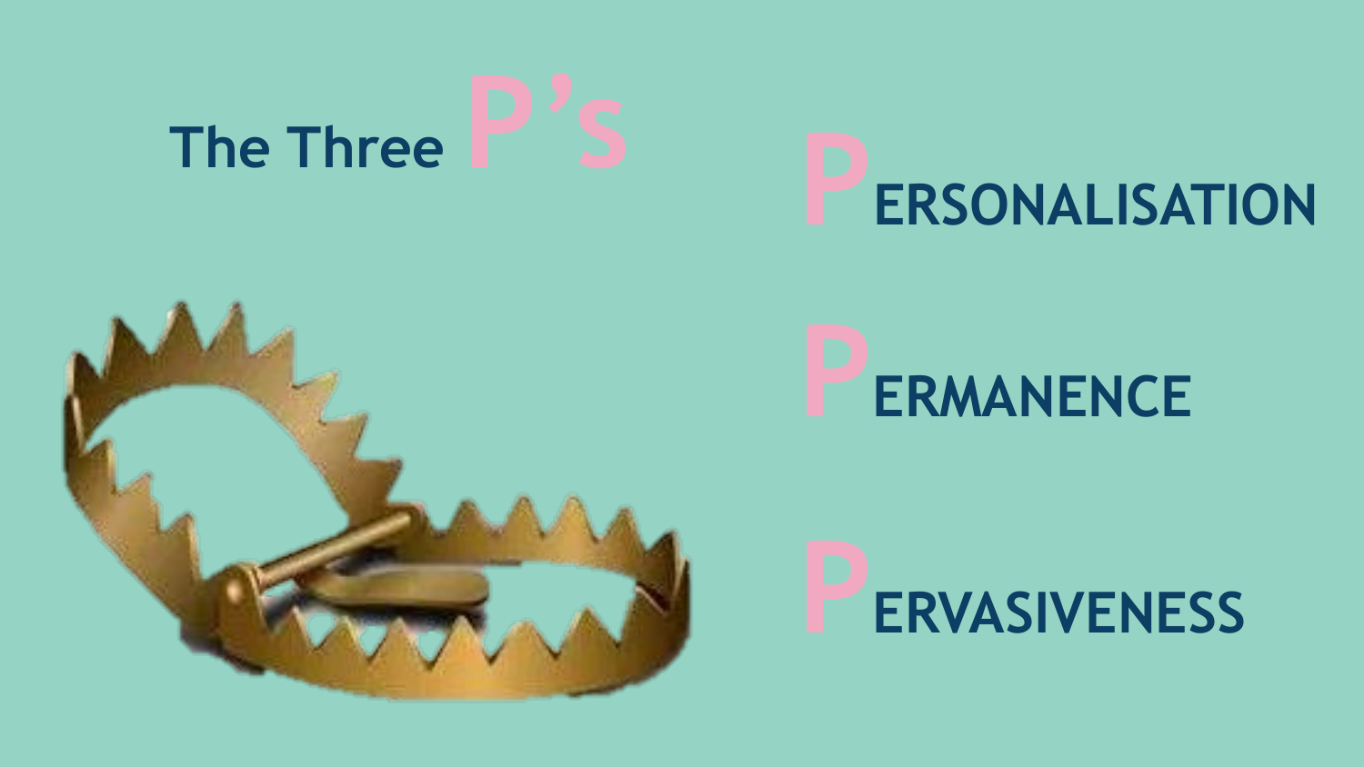# The Three P's

- **PERSONALISATION**
- **PERMANENCE**
- **PERVASIVENESS**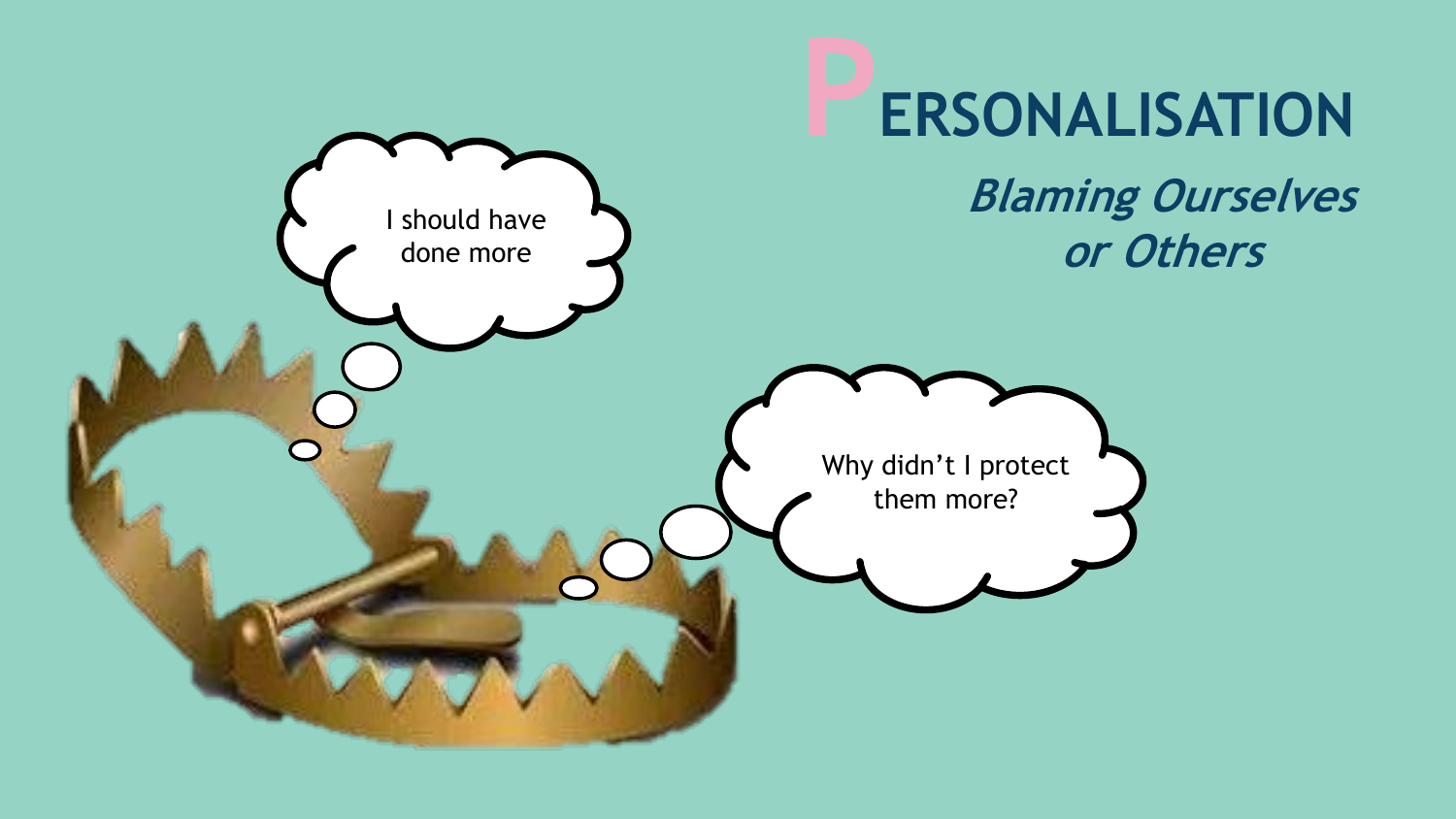# PERSONALISATION

***Blaming Ourselves or Others***

I should have done more

Why didn't I protect them more?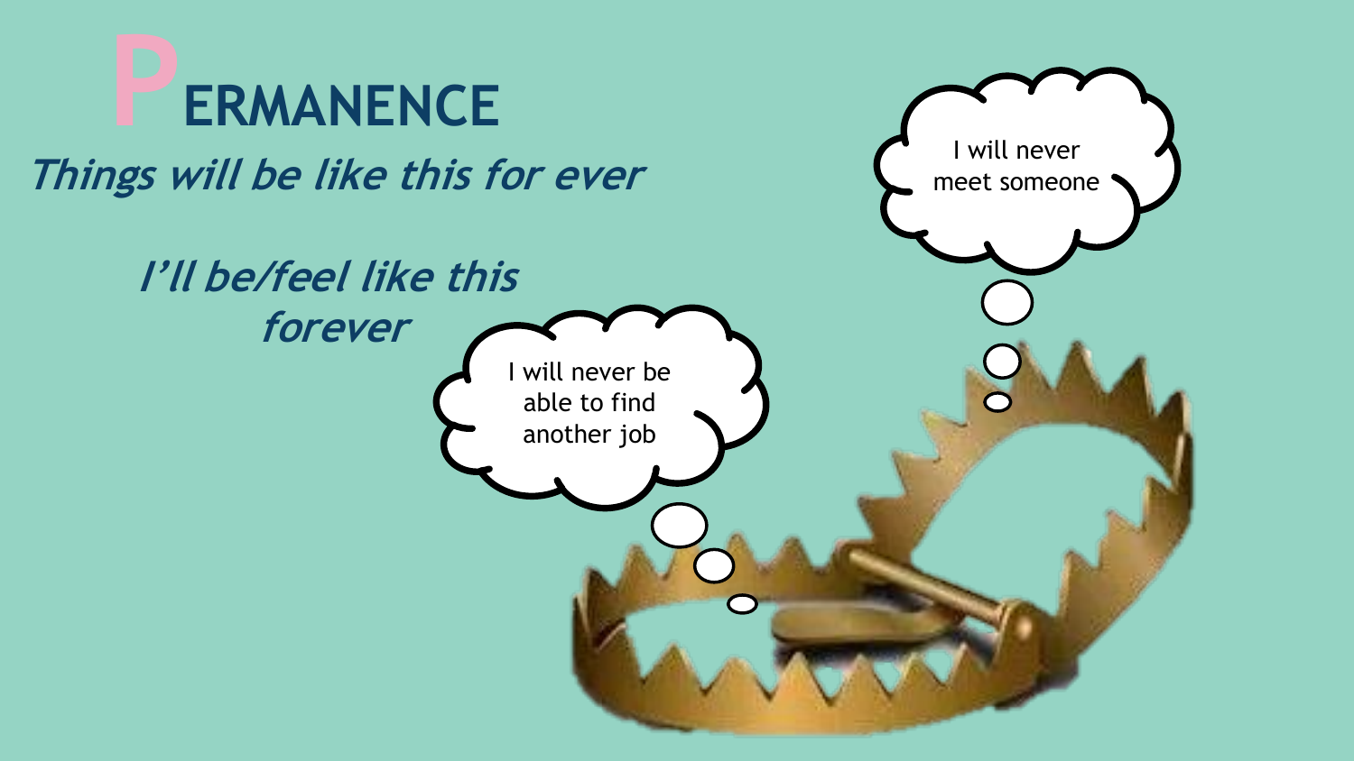# PERMANENCE

***Things will be like this for ever***

***I'll be/feel like this forever***

I will never meet someone

I will never be able to find another job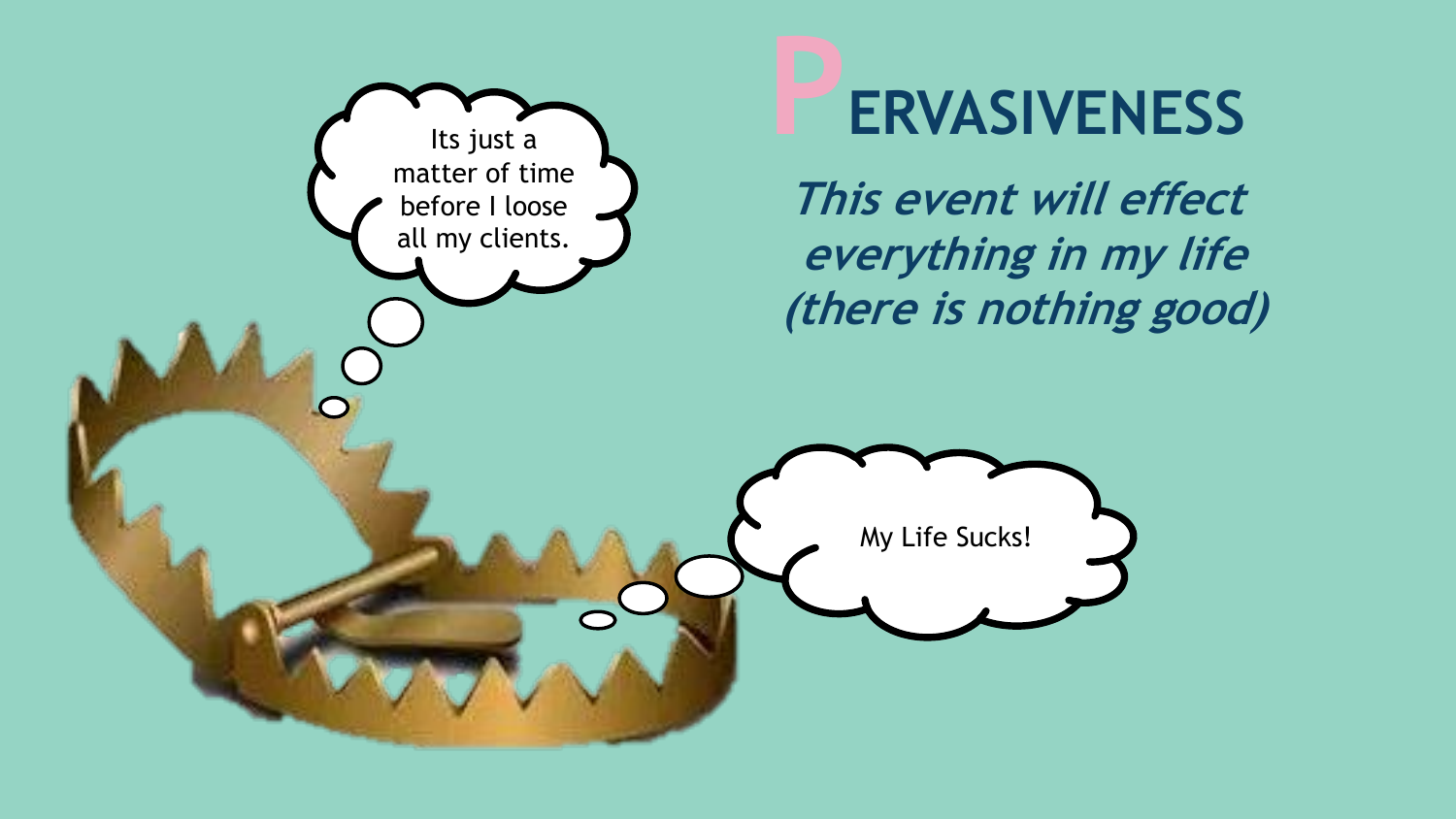# PERVASIVENESS

***This event will effect everything in my life (there is nothing good)***

Its just a matter of time before I loose all my clients.

My Life Sucks!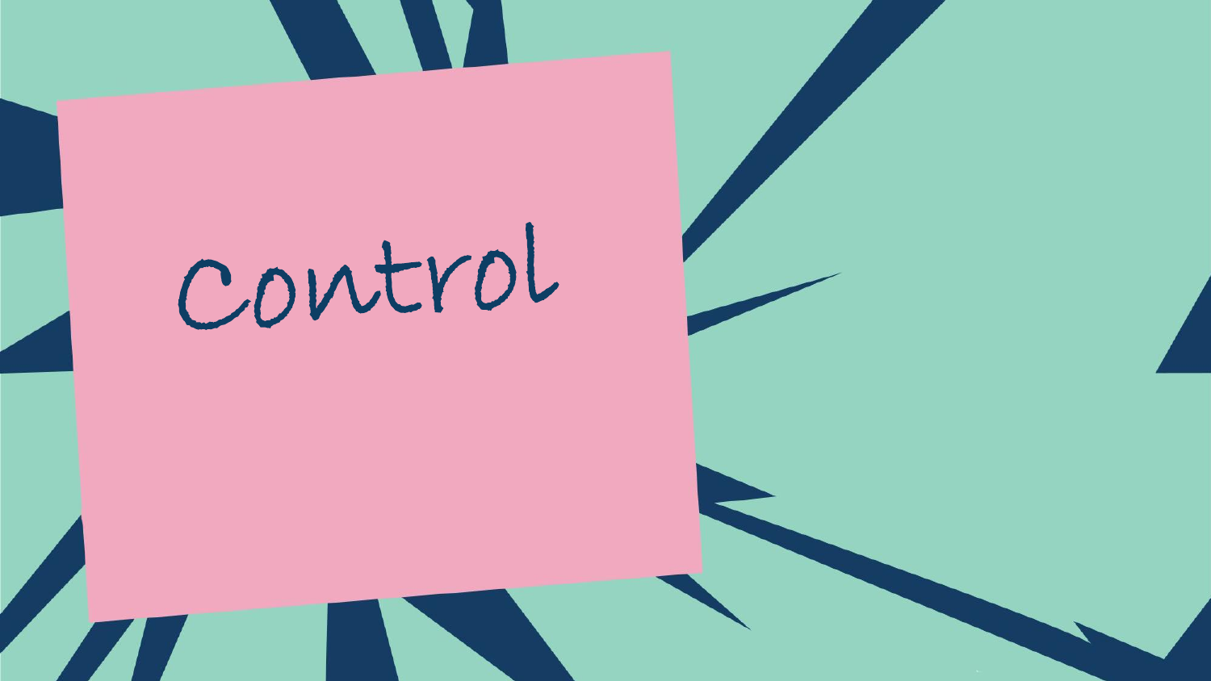# control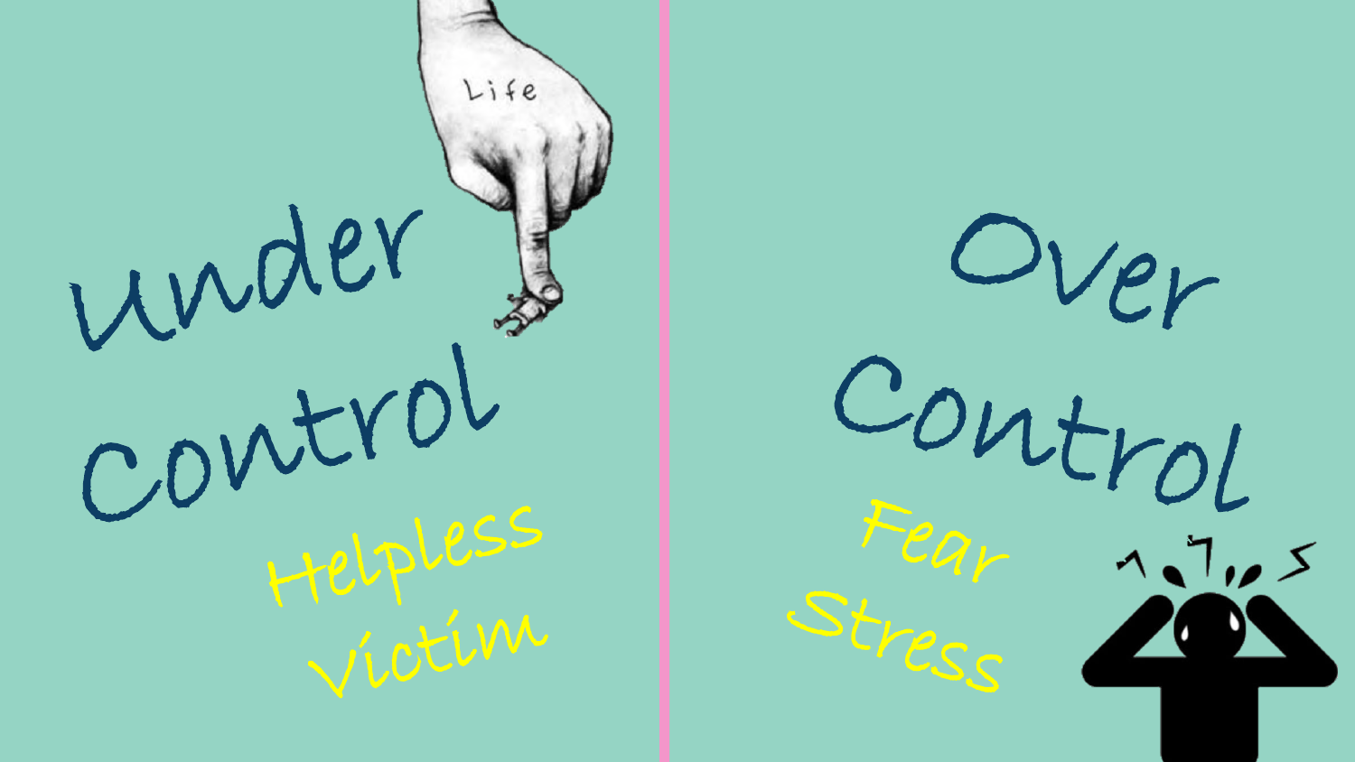Under Control

Helpless
Victim

Over Control

Fear
Stress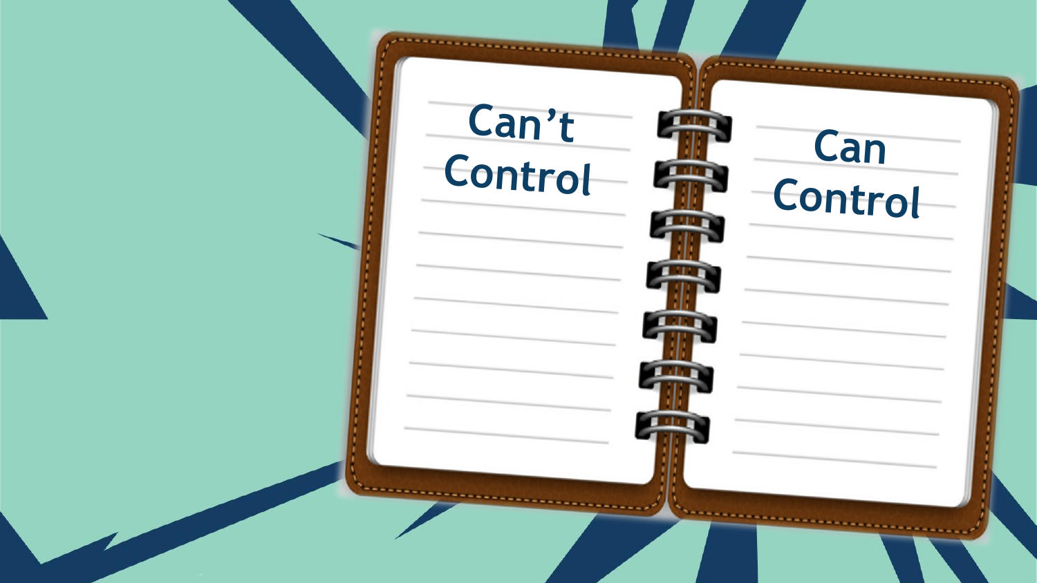Can't Control

Can Control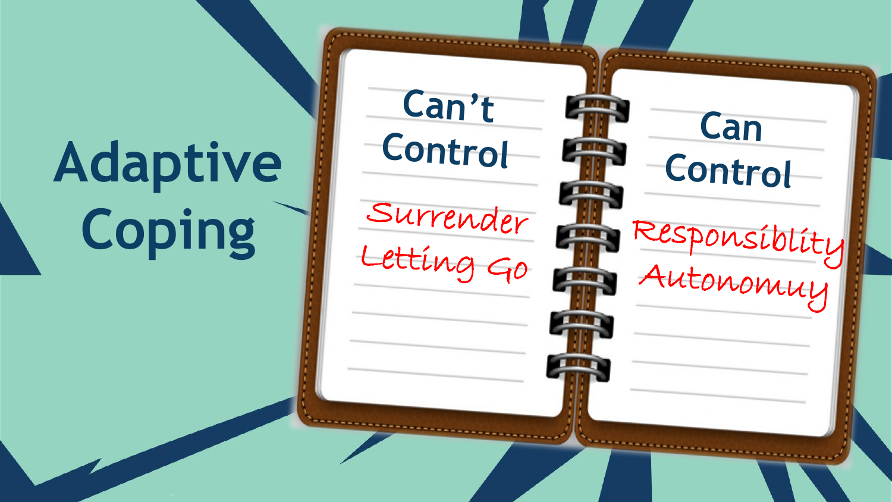# Adaptive Coping

| Can't Control | Can Control |
| --- | --- |
| Surrender | Responsiblity |
| Letting Go | Autonomuy |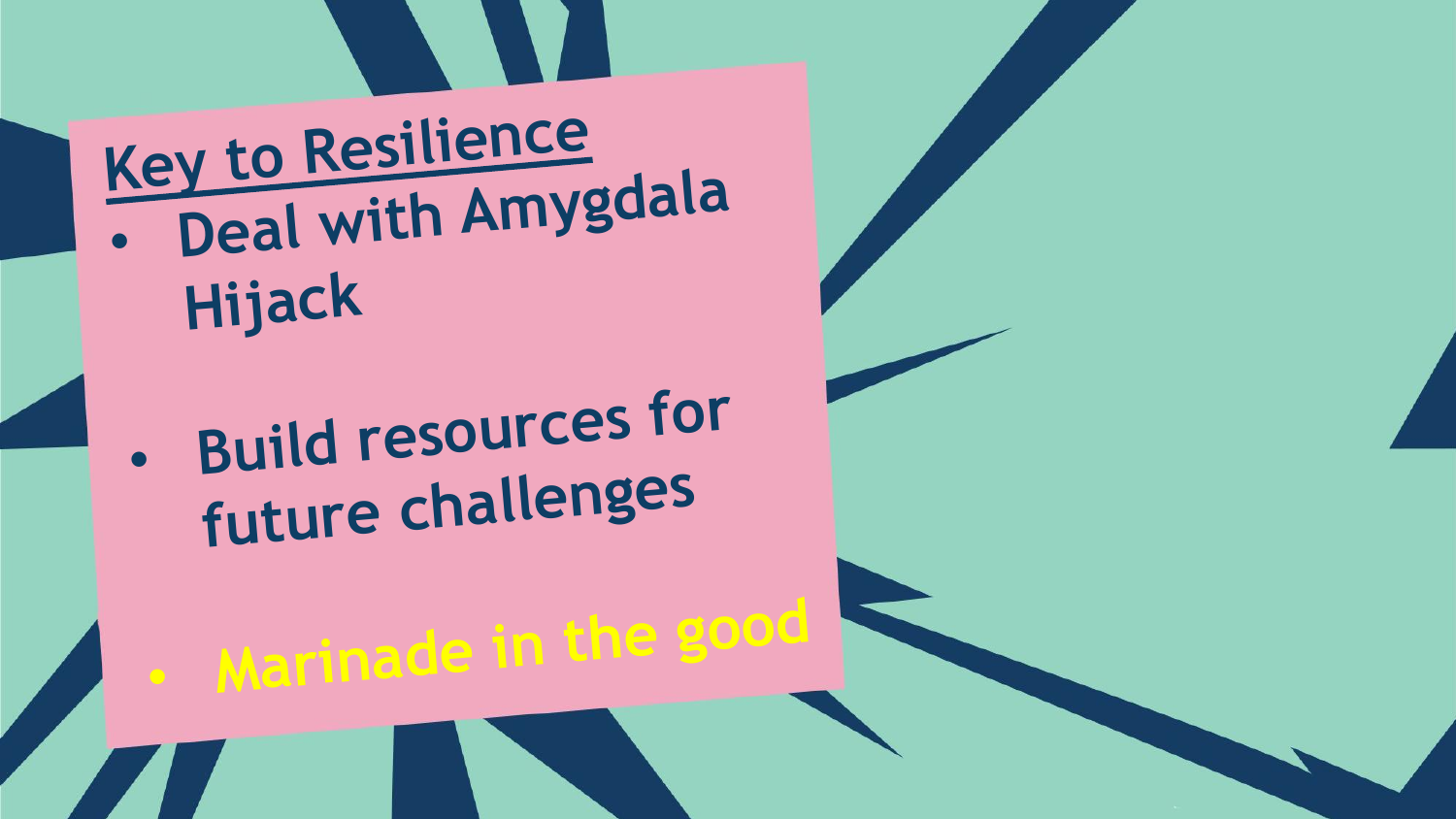## Key to Resilience

- Deal with Amygdala Hijack
- Build resources for future challenges
- Marinade in the good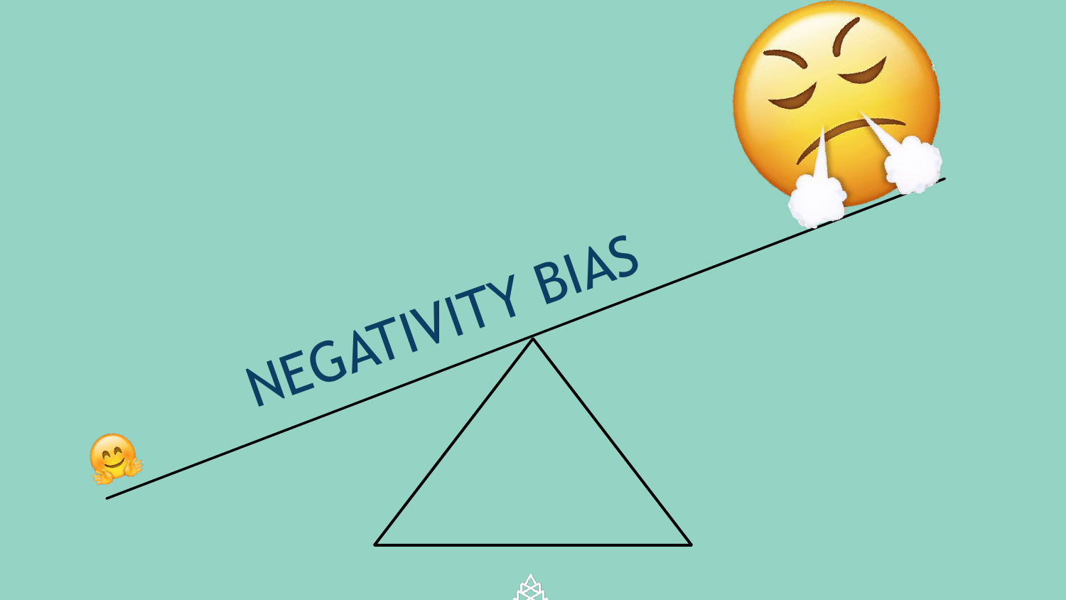NEGATIVITY BIAS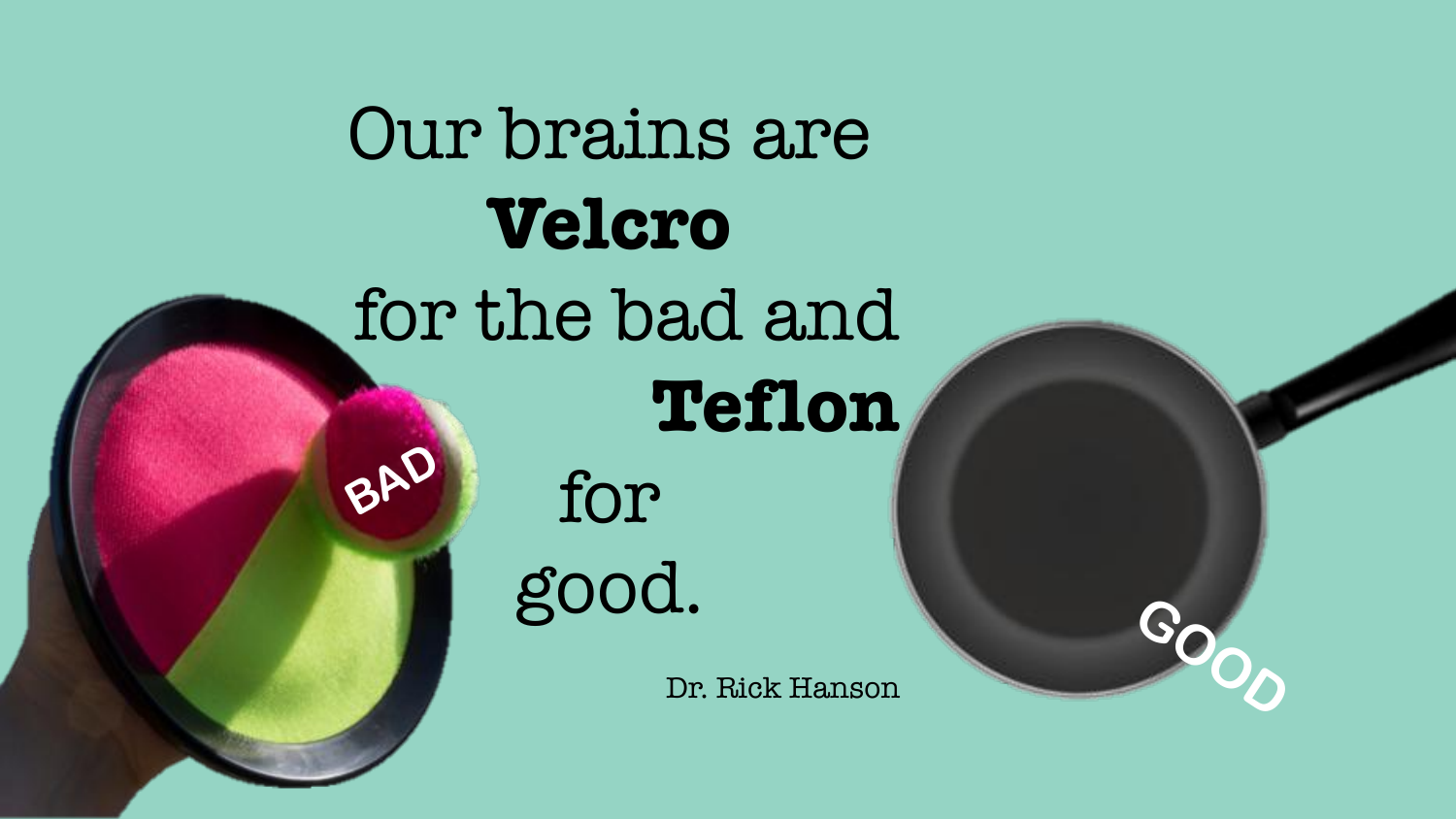Our brains are **Velcro** for the bad and **Teflon** for good.

Dr. Rick Hanson

BAD

GOOD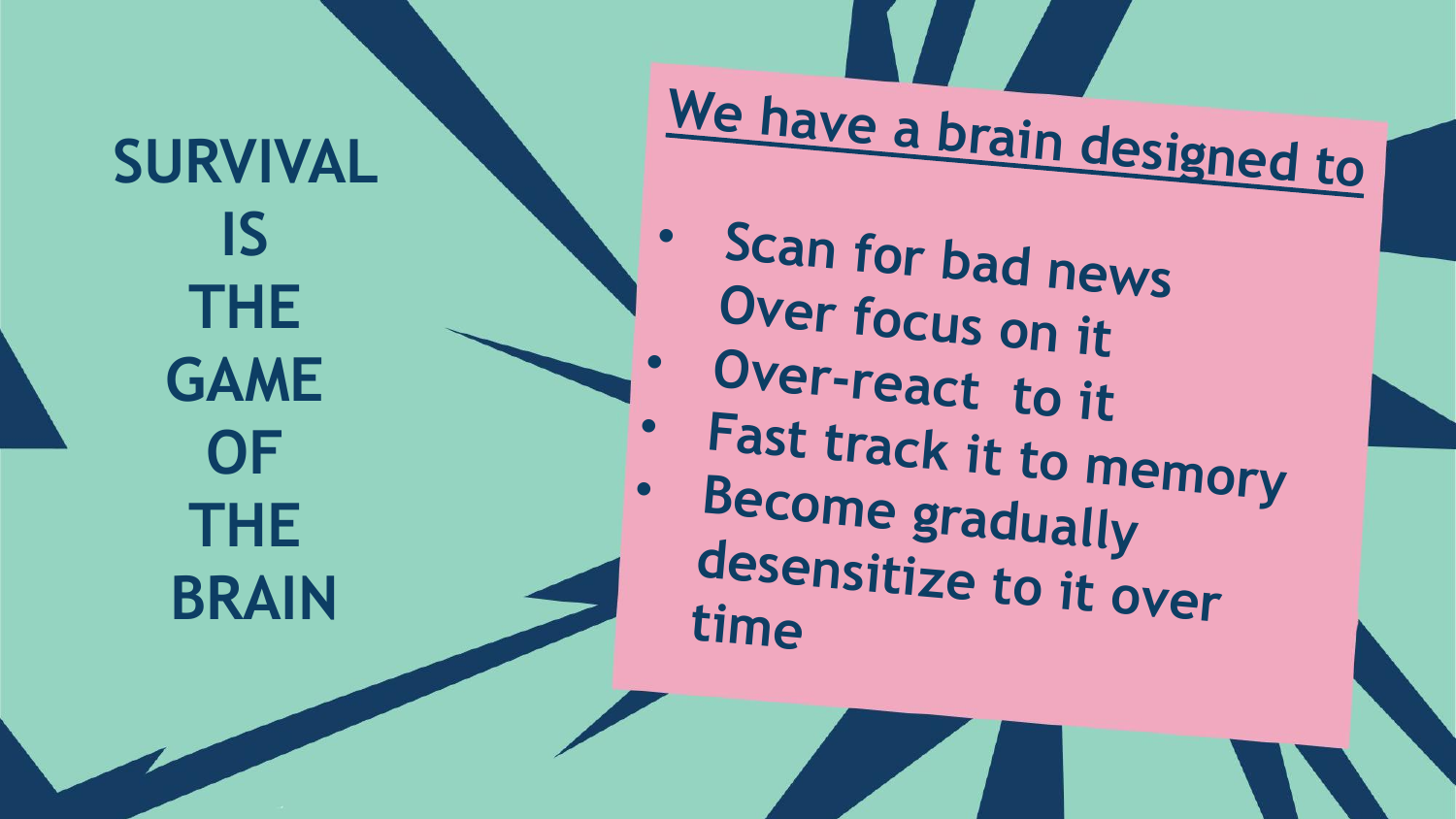# SURVIVAL IS THE GAME OF THE BRAIN

**We have a brain designed to**

- Scan for bad news
  Over focus on it
- Over-react to it
- Fast track it to memory
- Become gradually desensitize to it over time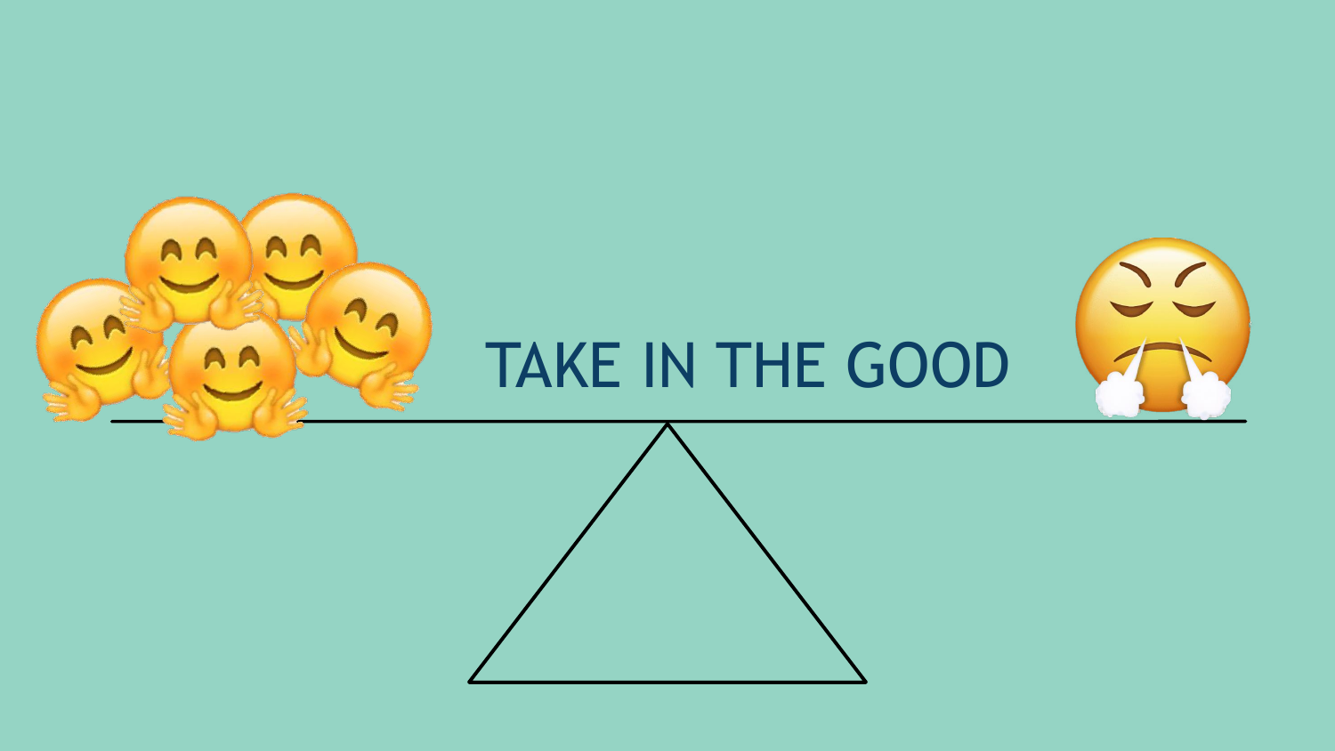# TAKE IN THE GOOD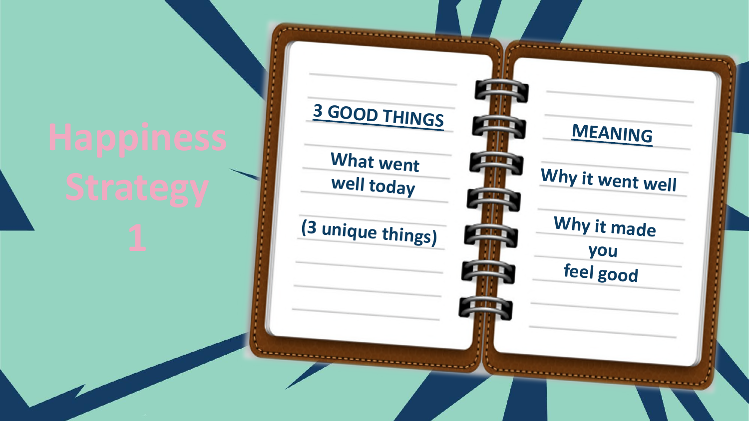# Happiness Strategy 1

## 3 GOOD THINGS

What went well today

(3 unique things)

## MEANING

Why it went well

Why it made you feel good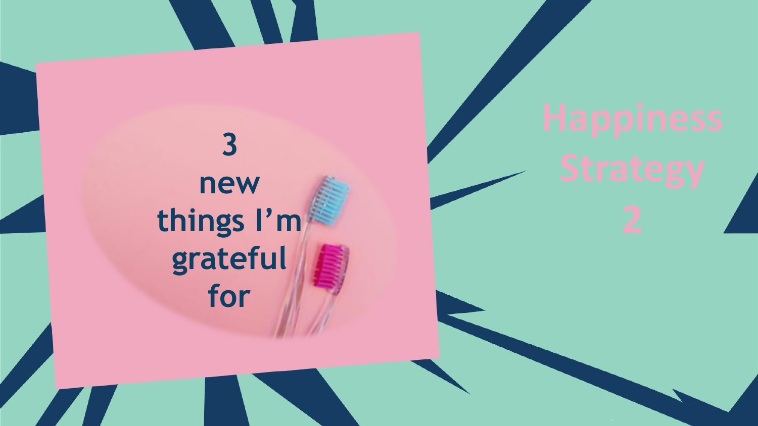# Happiness Strategy 2

3 new things I'm grateful for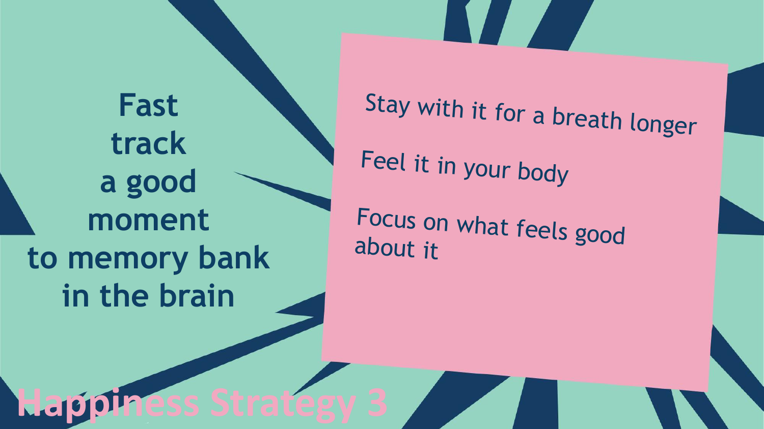# Happiness Strategy 3

## Fast track a good moment to memory bank in the brain

- Stay with it for a breath longer
- Feel it in your body
- Focus on what feels good about it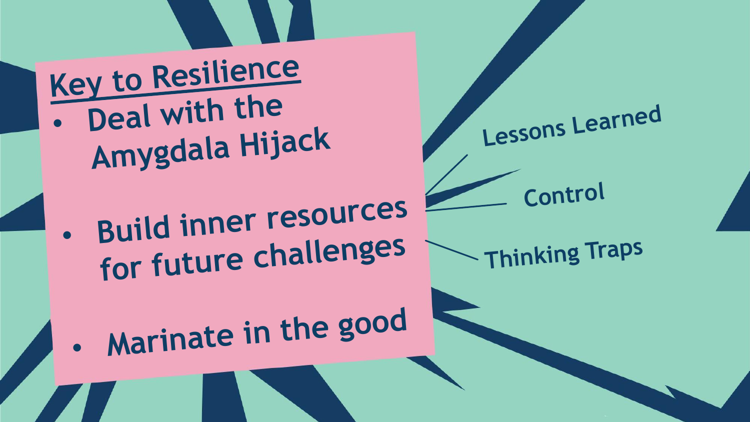## Key to Resilience

- Deal with the Amygdala Hijack
- Build inner resources for future challenges
  - Lessons Learned
  - Control
  - Thinking Traps
- Marinate in the good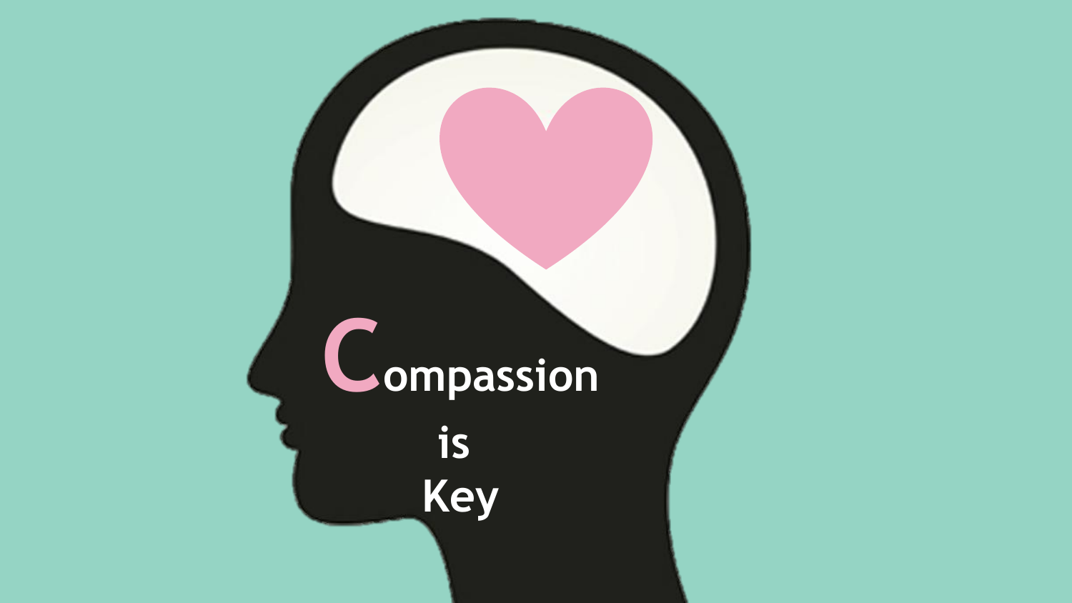Compassion

is

Key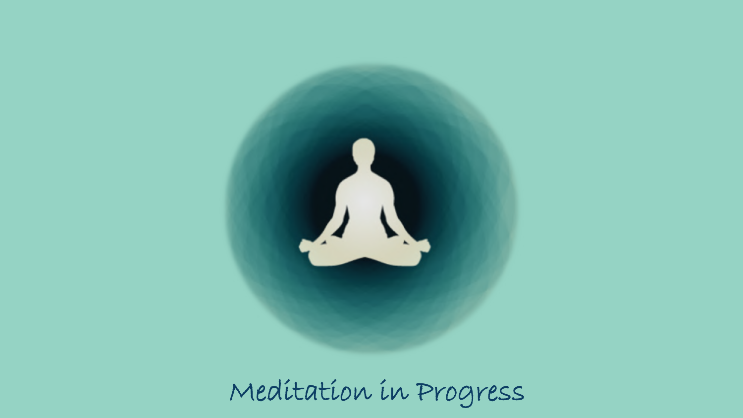Meditation in Progress